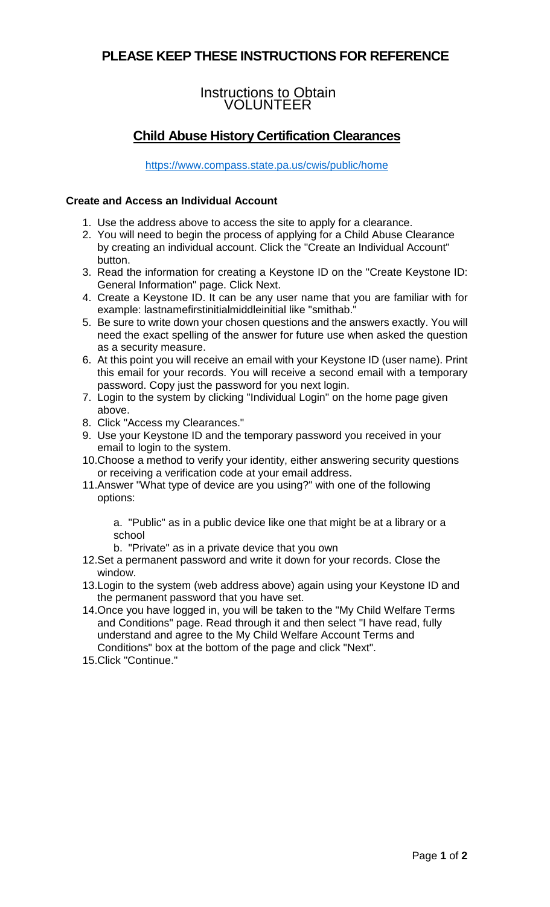# PLEASE KEEP THESE INSTRUCTIONS FOR REFERENCE

## Instructions to Obtain VOLUNTEER

## Child Abuse History Certification Clearances

https://www.compass.state.pa.us/cwis/public/home

### Create and Access an Individual Account

1. Use the address above to access the site to apply for a clearance.
2. You will need to begin the process of applying for a Child Abuse Clearance by creating an individual account. Click the "Create an Individual Account" button.
3. Read the information for creating a Keystone ID on the "Create Keystone ID: General Information" page. Click Next.
4. Create a Keystone ID. It can be any user name that you are familiar with for example: lastnamefirstinitialmiddleinitial like "smithab."
5. Be sure to write down your chosen questions and the answers exactly. You will need the exact spelling of the answer for future use when asked the question as a security measure.
6. At this point you will receive an email with your Keystone ID (user name). Print this email for your records. You will receive a second email with a temporary password. Copy just the password for you next login.
7. Login to the system by clicking "Individual Login" on the home page given above.
8. Click "Access my Clearances."
9. Use your Keystone ID and the temporary password you received in your email to login to the system.
10. Choose a method to verify your identity, either answering security questions or receiving a verification code at your email address.
11. Answer "What type of device are you using?" with one of the following options:

    a. "Public" as in a public device like one that might be at a library or a school

    b. "Private" as in a private device that you own
12. Set a permanent password and write it down for your records. Close the window.
13. Login to the system (web address above) again using your Keystone ID and the permanent password that you have set.
14. Once you have logged in, you will be taken to the "My Child Welfare Terms and Conditions" page. Read through it and then select "I have read, fully understand and agree to the My Child Welfare Account Terms and Conditions" box at the bottom of the page and click "Next".
15. Click "Continue."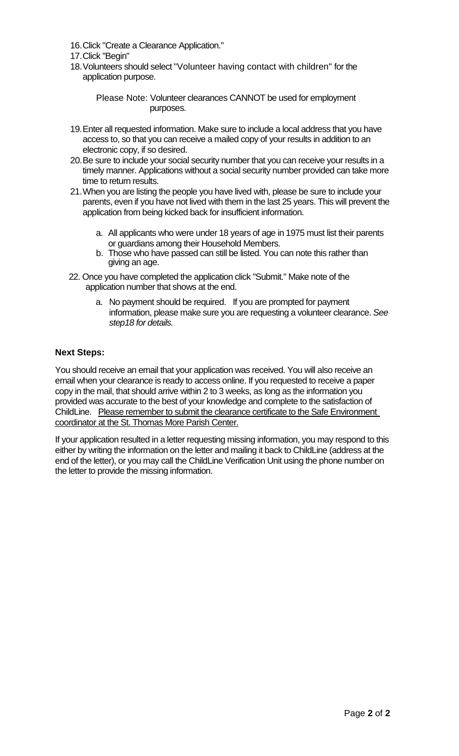16. Click "Create a Clearance Application."
17. Click "Begin"
18. Volunteers should select "Volunteer having contact with children" for the application purpose.

    Please Note: Volunteer clearances CANNOT be used for employment purposes.

19. Enter all requested information. Make sure to include a local address that you have access to, so that you can receive a mailed copy of your results in addition to an electronic copy, if so desired.
20. Be sure to include your social security number that you can receive your results in a timely manner. Applications without a social security number provided can take more time to return results.
21. When you are listing the people you have lived with, please be sure to include your parents, even if you have not lived with them in the last 25 years. This will prevent the application from being kicked back for insufficient information.
    a. All applicants who were under 18 years of age in 1975 must list their parents or guardians among their Household Members.
    b. Those who have passed can still be listed. You can note this rather than giving an age.
22. Once you have completed the application click "Submit." Make note of the application number that shows at the end.
    a. No payment should be required. If you are prompted for payment information, please make sure you are requesting a volunteer clearance. *See step18 for details.*

**Next Steps:**

You should receive an email that your application was received. You will also receive an email when your clearance is ready to access online. If you requested to receive a paper copy in the mail, that should arrive within 2 to 3 weeks, as long as the information you provided was accurate to the best of your knowledge and complete to the satisfaction of ChildLine. <u>Please remember to submit the clearance certificate to the Safe Environment coordinator at the St. Thomas More Parish Center.</u>

If your application resulted in a letter requesting missing information, you may respond to this either by writing the information on the letter and mailing it back to ChildLine (address at the end of the letter), or you may call the ChildLine Verification Unit using the phone number on the letter to provide the missing information.